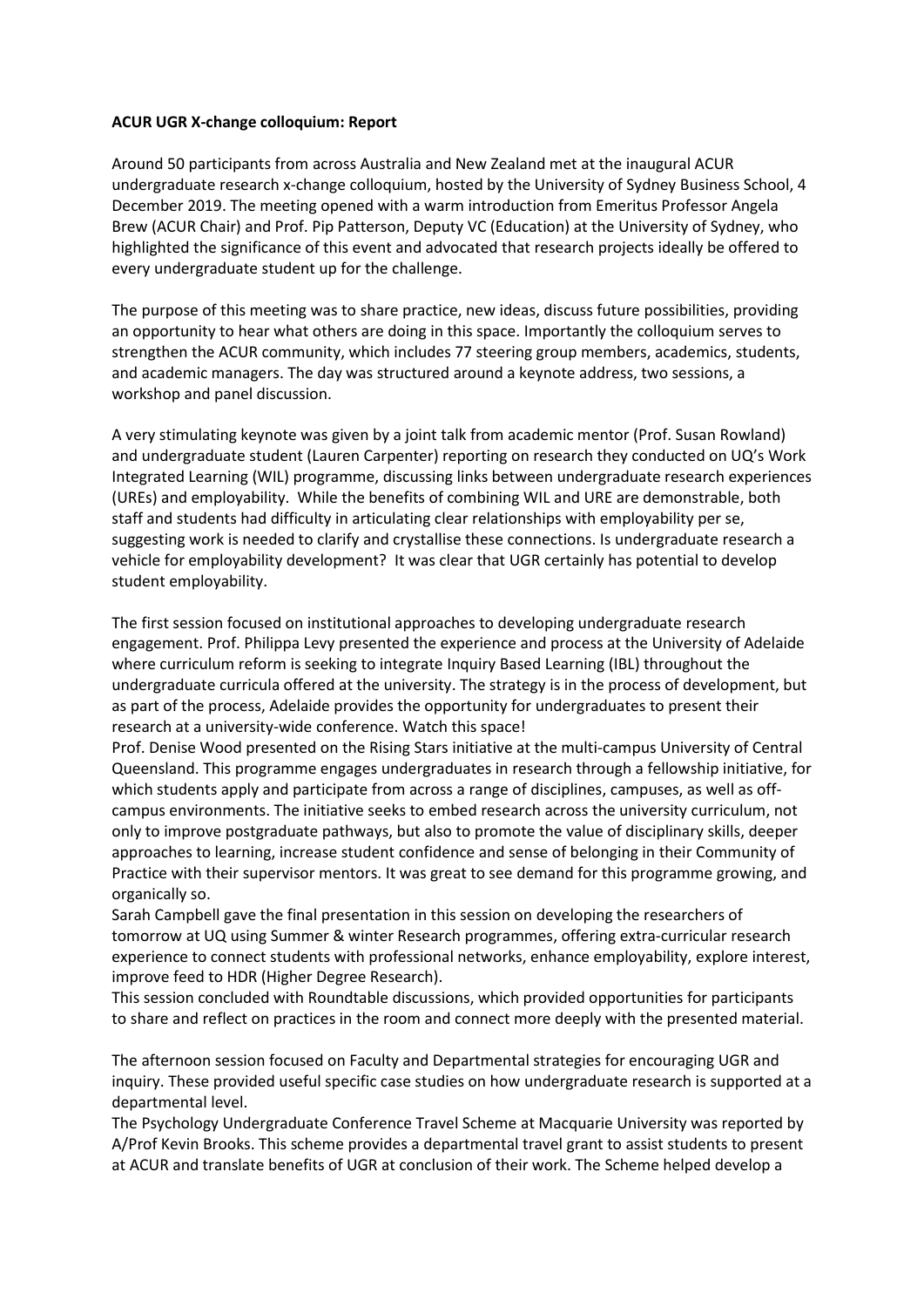**ACUR UGR X-change colloquium: Report**

Around 50 participants from across Australia and New Zealand met at the inaugural ACUR undergraduate research x-change colloquium, hosted by the University of Sydney Business School, 4 December 2019. The meeting opened with a warm introduction from Emeritus Professor Angela Brew (ACUR Chair) and Prof. Pip Patterson, Deputy VC (Education) at the University of Sydney, who highlighted the significance of this event and advocated that research projects ideally be offered to every undergraduate student up for the challenge.

The purpose of this meeting was to share practice, new ideas, discuss future possibilities, providing an opportunity to hear what others are doing in this space. Importantly the colloquium serves to strengthen the ACUR community, which includes 77 steering group members, academics, students, and academic managers. The day was structured around a keynote address, two sessions, a workshop and panel discussion.

A very stimulating keynote was given by a joint talk from academic mentor (Prof. Susan Rowland) and undergraduate student (Lauren Carpenter) reporting on research they conducted on UQ's Work Integrated Learning (WIL) programme, discussing links between undergraduate research experiences (UREs) and employability. While the benefits of combining WIL and URE are demonstrable, both staff and students had difficulty in articulating clear relationships with employability per se, suggesting work is needed to clarify and crystallise these connections. Is undergraduate research a vehicle for employability development? It was clear that UGR certainly has potential to develop student employability.

The first session focused on institutional approaches to developing undergraduate research engagement. Prof. Philippa Levy presented the experience and process at the University of Adelaide where curriculum reform is seeking to integrate Inquiry Based Learning (IBL) throughout the undergraduate curricula offered at the university. The strategy is in the process of development, but as part of the process, Adelaide provides the opportunity for undergraduates to present their research at a university-wide conference. Watch this space!

Prof. Denise Wood presented on the Rising Stars initiative at the multi-campus University of Central Queensland. This programme engages undergraduates in research through a fellowship initiative, for which students apply and participate from across a range of disciplines, campuses, as well as off-campus environments. The initiative seeks to embed research across the university curriculum, not only to improve postgraduate pathways, but also to promote the value of disciplinary skills, deeper approaches to learning, increase student confidence and sense of belonging in their Community of Practice with their supervisor mentors. It was great to see demand for this programme growing, and organically so.

Sarah Campbell gave the final presentation in this session on developing the researchers of tomorrow at UQ using Summer & winter Research programmes, offering extra-curricular research experience to connect students with professional networks, enhance employability, explore interest, improve feed to HDR (Higher Degree Research).

This session concluded with Roundtable discussions, which provided opportunities for participants to share and reflect on practices in the room and connect more deeply with the presented material.

The afternoon session focused on Faculty and Departmental strategies for encouraging UGR and inquiry. These provided useful specific case studies on how undergraduate research is supported at a departmental level.

The Psychology Undergraduate Conference Travel Scheme at Macquarie University was reported by A/Prof Kevin Brooks. This scheme provides a departmental travel grant to assist students to present at ACUR and translate benefits of UGR at conclusion of their work. The Scheme helped develop a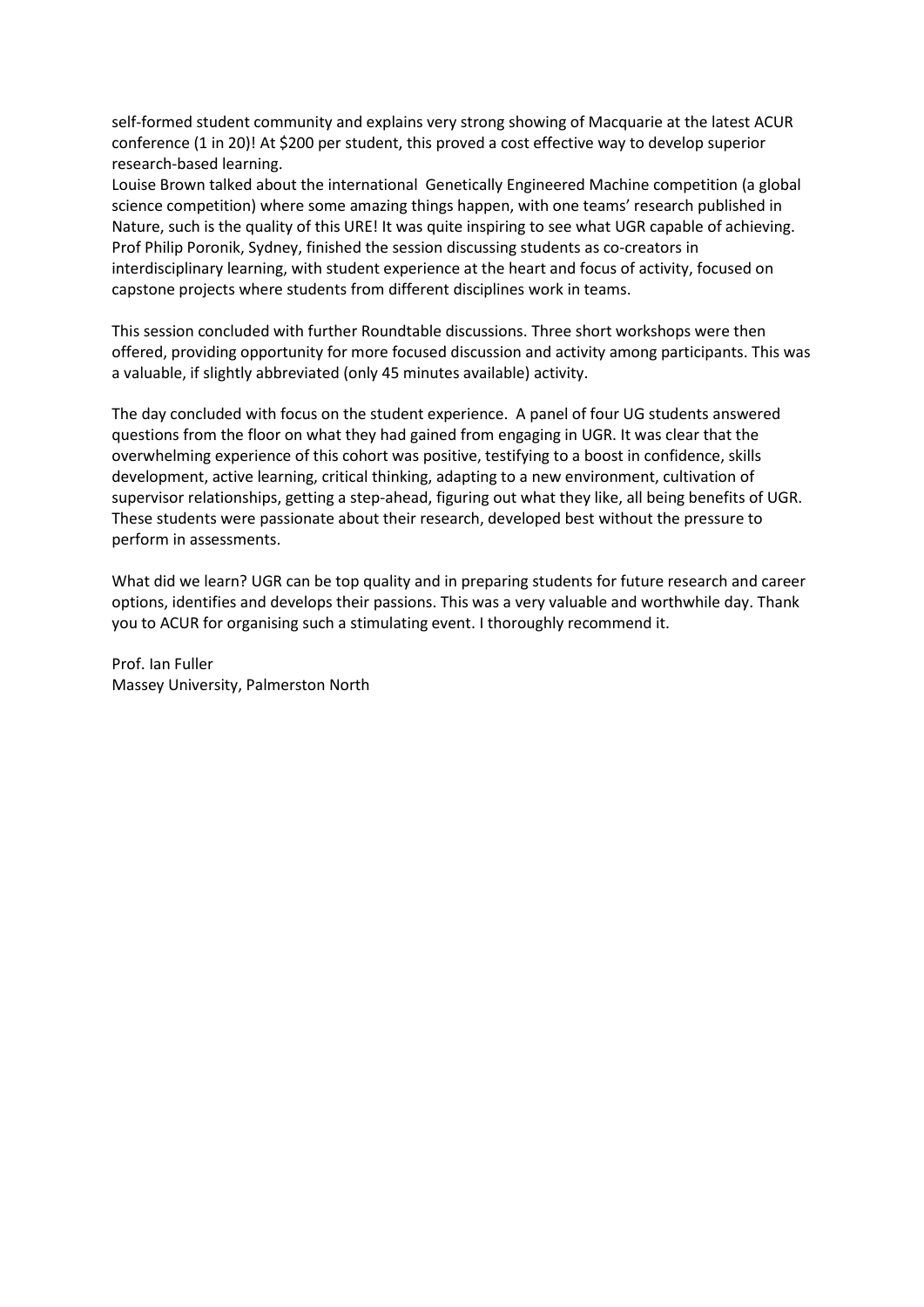self-formed student community and explains very strong showing of Macquarie at the latest ACUR conference (1 in 20)! At $200 per student, this proved a cost effective way to develop superior research-based learning.
Louise Brown talked about the international Genetically Engineered Machine competition (a global science competition) where some amazing things happen, with one teams' research published in Nature, such is the quality of this URE! It was quite inspiring to see what UGR capable of achieving.
Prof Philip Poronik, Sydney, finished the session discussing students as co-creators in interdisciplinary learning, with student experience at the heart and focus of activity, focused on capstone projects where students from different disciplines work in teams.

This session concluded with further Roundtable discussions. Three short workshops were then offered, providing opportunity for more focused discussion and activity among participants. This was a valuable, if slightly abbreviated (only 45 minutes available) activity.

The day concluded with focus on the student experience. A panel of four UG students answered questions from the floor on what they had gained from engaging in UGR. It was clear that the overwhelming experience of this cohort was positive, testifying to a boost in confidence, skills development, active learning, critical thinking, adapting to a new environment, cultivation of supervisor relationships, getting a step-ahead, figuring out what they like, all being benefits of UGR. These students were passionate about their research, developed best without the pressure to perform in assessments.

What did we learn? UGR can be top quality and in preparing students for future research and career options, identifies and develops their passions. This was a very valuable and worthwhile day. Thank you to ACUR for organising such a stimulating event. I thoroughly recommend it.

Prof. Ian Fuller
Massey University, Palmerston North